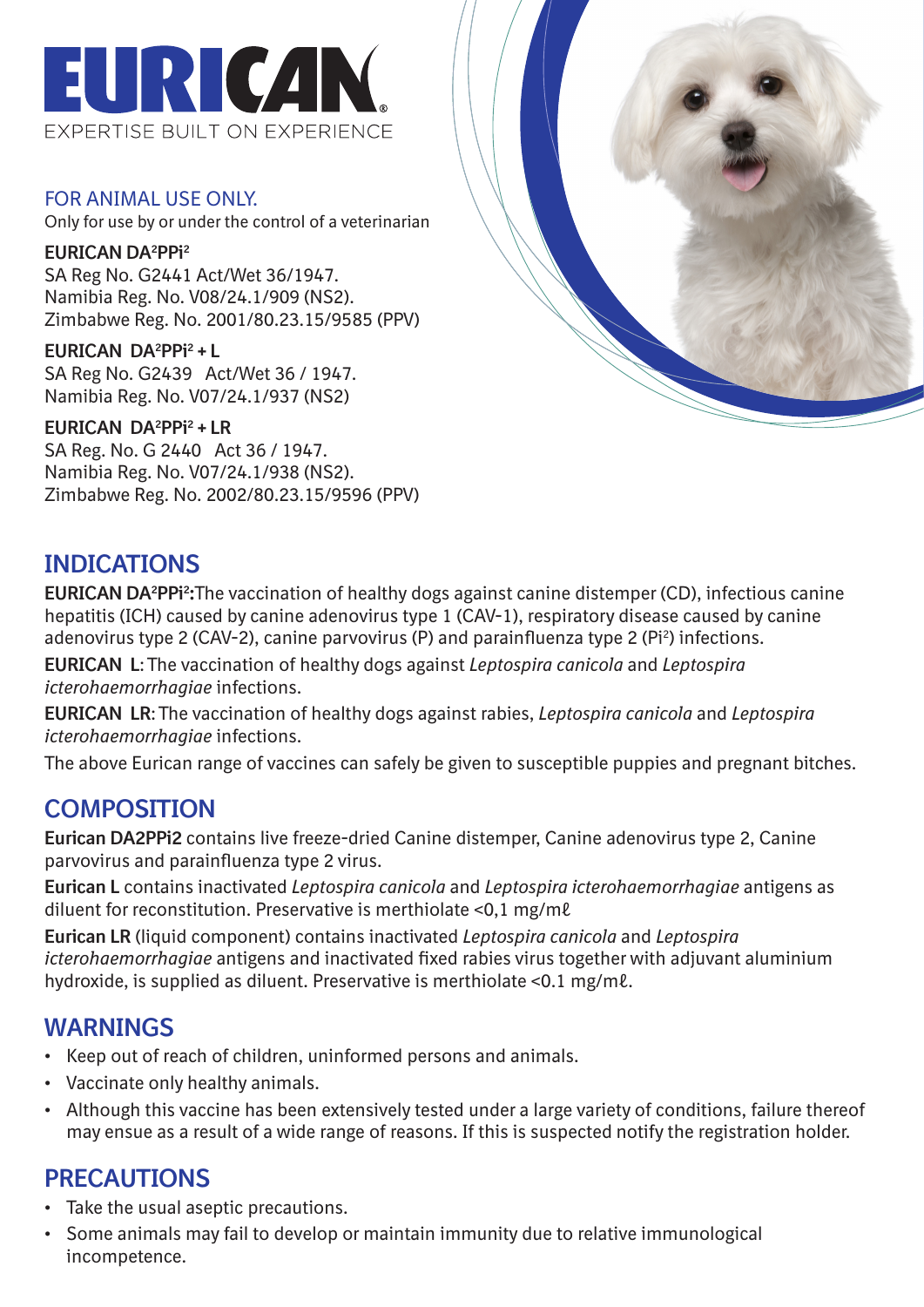# EURICAN

EXPERTISE BUILT ON EXPERIENCE

FOR ANIMAL USE ONLY.

Only for use by or under the control of a veterinarian

**EURICAN DA²PPi²**
SA Reg No. G2441 Act/Wet 36/1947.
Namibia Reg. No. V08/24.1/909 (NS2).
Zimbabwe Reg. No. 2001/80.23.15/9585 (PPV)

**EURICAN DA²PPi² + L**
SA Reg No. G2439 Act/Wet 36 / 1947.
Namibia Reg. No. V07/24.1/937 (NS2)

**EURICAN DA²PPi² + LR**
SA Reg. No. G 2440 Act 36 / 1947.
Namibia Reg. No. V07/24.1/938 (NS2).
Zimbabwe Reg. No. 2002/80.23.15/9596 (PPV)

## INDICATIONS

**EURICAN DA²PPi²:** The vaccination of healthy dogs against canine distemper (CD), infectious canine hepatitis (ICH) caused by canine adenovirus type 1 (CAV-1), respiratory disease caused by canine adenovirus type 2 (CAV-2), canine parvovirus (P) and parainfluenza type 2 (Pi²) infections.

**EURICAN L**: The vaccination of healthy dogs against *Leptospira canicola* and *Leptospira icterohaemorrhagiae* infections.

**EURICAN LR**: The vaccination of healthy dogs against rabies, *Leptospira canicola* and *Leptospira icterohaemorrhagiae* infections.

The above Eurican range of vaccines can safely be given to susceptible puppies and pregnant bitches.

## COMPOSITION

**Eurican DA2PPi2** contains live freeze-dried Canine distemper, Canine adenovirus type 2, Canine parvovirus and parainfluenza type 2 virus.

**Eurican L** contains inactivated *Leptospira canicola* and *Leptospira icterohaemorrhagiae* antigens as diluent for reconstitution. Preservative is merthiolate <0,1 mg/mℓ

**Eurican LR** (liquid component) contains inactivated *Leptospira canicola* and *Leptospira icterohaemorrhagiae* antigens and inactivated fixed rabies virus together with adjuvant aluminium hydroxide, is supplied as diluent. Preservative is merthiolate <0.1 mg/mℓ.

## WARNINGS

- Keep out of reach of children, uninformed persons and animals.
- Vaccinate only healthy animals.
- Although this vaccine has been extensively tested under a large variety of conditions, failure thereof may ensue as a result of a wide range of reasons. If this is suspected notify the registration holder.

## PRECAUTIONS

- Take the usual aseptic precautions.
- Some animals may fail to develop or maintain immunity due to relative immunological incompetence.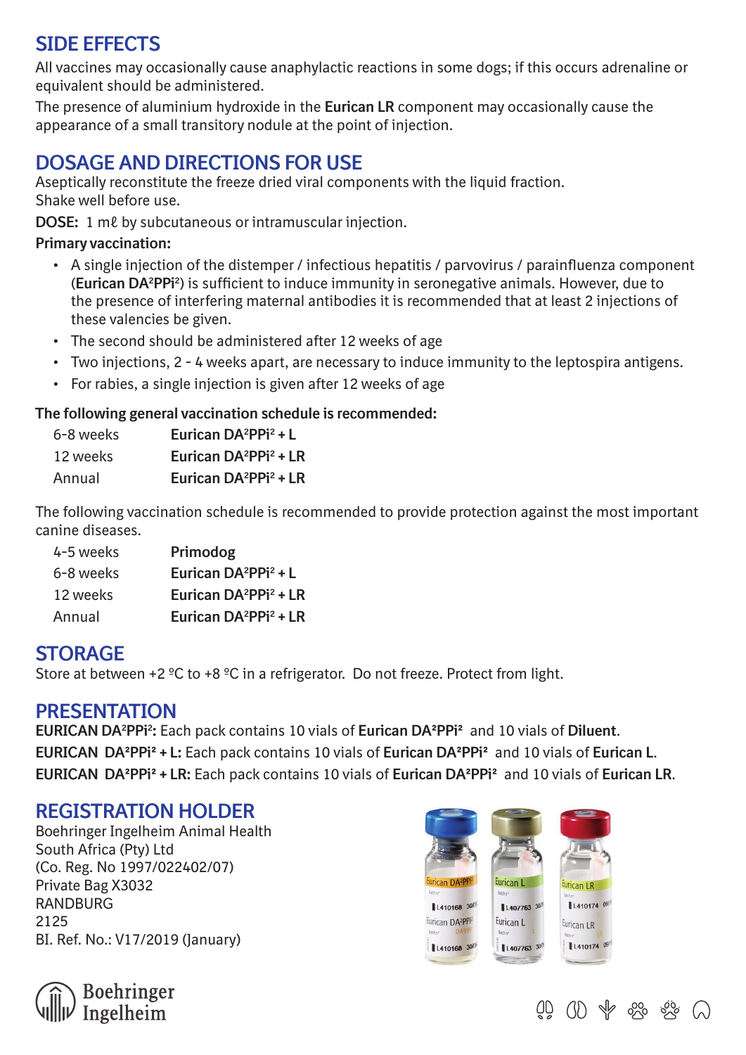## SIDE EFFECTS

All vaccines may occasionally cause anaphylactic reactions in some dogs; if this occurs adrenaline or equivalent should be administered.

The presence of aluminium hydroxide in the **Eurican LR** component may occasionally cause the appearance of a small transitory nodule at the point of injection.

## DOSAGE AND DIRECTIONS FOR USE

Aseptically reconstitute the freeze dried viral components with the liquid fraction.
Shake well before use.

**DOSE:** 1 mℓ by subcutaneous or intramuscular injection.

**Primary vaccination:**

- A single injection of the distemper / infectious hepatitis / parvovirus / parainfluenza component (**Eurican DA²PPi²**) is sufficient to induce immunity in seronegative animals. However, due to the presence of interfering maternal antibodies it is recommended that at least 2 injections of these valencies be given.
- The second should be administered after 12 weeks of age
- Two injections, 2 - 4 weeks apart, are necessary to induce immunity to the leptospira antigens.
- For rabies, a single injection is given after 12 weeks of age

**The following general vaccination schedule is recommended:**

| | |
|---|---|
| 6-8 weeks | **Eurican DA²PPi² + L** |
| 12 weeks | **Eurican DA²PPi² + LR** |
| Annual | **Eurican DA²PPi² + LR** |

The following vaccination schedule is recommended to provide protection against the most important canine diseases.

| | |
|---|---|
| 4-5 weeks | **Primodog** |
| 6-8 weeks | **Eurican DA²PPi² + L** |
| 12 weeks | **Eurican DA²PPi² + LR** |
| Annual | **Eurican DA²PPi² + LR** |

## STORAGE

Store at between +2 ºC to +8 ºC in a refrigerator. Do not freeze. Protect from light.

## PRESENTATION

**EURICAN DA²PPi²:** Each pack contains 10 vials of **Eurican DA²PPi²** and 10 vials of **Diluent**.
**EURICAN DA²PPi² + L:** Each pack contains 10 vials of **Eurican DA²PPi²** and 10 vials of **Eurican L**.
**EURICAN DA²PPi² + LR:** Each pack contains 10 vials of **Eurican DA²PPi²** and 10 vials of **Eurican LR**.

## REGISTRATION HOLDER

Boehringer Ingelheim Animal Health
South Africa (Pty) Ltd
(Co. Reg. No 1997/022402/07)
Private Bag X3032
RANDBURG
2125
BI. Ref. No.: V17/2019 (January)

Boehringer Ingelheim